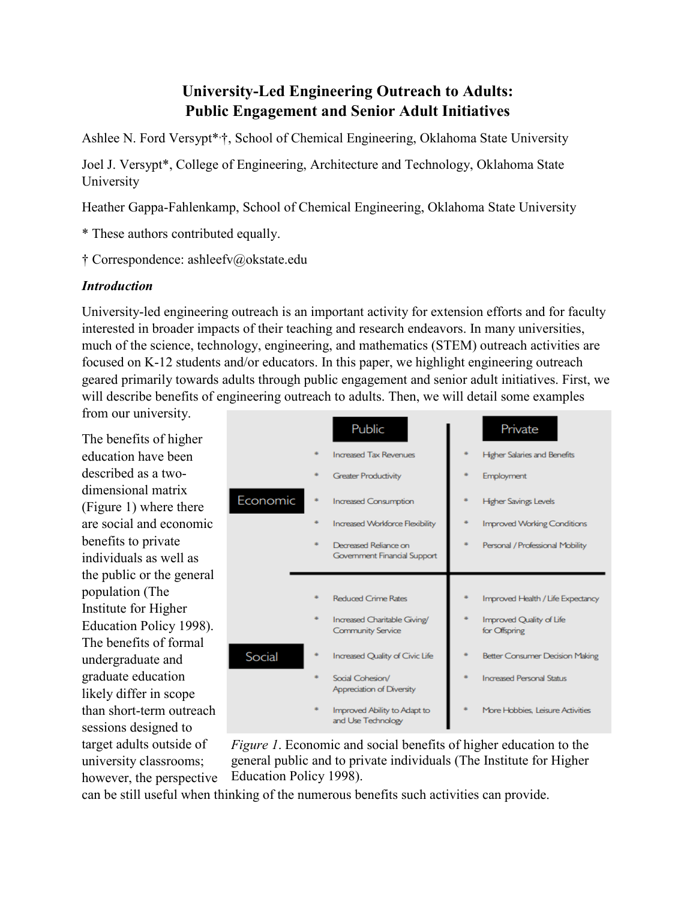# University-Led Engineering Outreach to Adults: Public Engagement and Senior Adult Initiatives

Ashlee N. Ford Versypt*,†, School of Chemical Engineering, Oklahoma State University

Joel J. Versypt*, College of Engineering, Architecture and Technology, Oklahoma State University

Heather Gappa-Fahlenkamp, School of Chemical Engineering, Oklahoma State University

* These authors contributed equally.

† Correspondence: ashleefv@okstate.edu

### *Introduction*

University-led engineering outreach is an important activity for extension efforts and for faculty interested in broader impacts of their teaching and research endeavors. In many universities, much of the science, technology, engineering, and mathematics (STEM) outreach activities are focused on K-12 students and/or educators. In this paper, we highlight engineering outreach geared primarily towards adults through public engagement and senior adult initiatives. First, we will describe benefits of engineering outreach to adults. Then, we will detail some examples from our university.

The benefits of higher education have been described as a two-dimensional matrix (Figure 1) where there are social and economic benefits to private individuals as well as the public or the general population (The Institute for Higher Education Policy 1998). The benefits of formal undergraduate and graduate education likely differ in scope than short-term outreach sessions designed to target adults outside of university classrooms; however, the perspective can be still useful when thinking of the numerous benefits such activities can provide.

| | Public | Private |
|---|---|---|
| Economic | Increased Tax Revenues<br>Greater Productivity<br>Increased Consumption<br>Increased Workforce Flexibility<br>Decreased Reliance on Government Financial Support | Higher Salaries and Benefits<br>Employment<br>Higher Savings Levels<br>Improved Working Conditions<br>Personal / Professional Mobility |
| Social | Reduced Crime Rates<br>Increased Charitable Giving/ Community Service<br>Increased Quality of Civic Life<br>Social Cohesion/ Appreciation of Diversity<br>Improved Ability to Adapt to and Use Technology | Improved Health / Life Expectancy<br>Improved Quality of Life for Offspring<br>Better Consumer Decision Making<br>Increased Personal Status<br>More Hobbies, Leisure Activities |

*Figure 1*. Economic and social benefits of higher education to the general public and to private individuals (The Institute for Higher Education Policy 1998).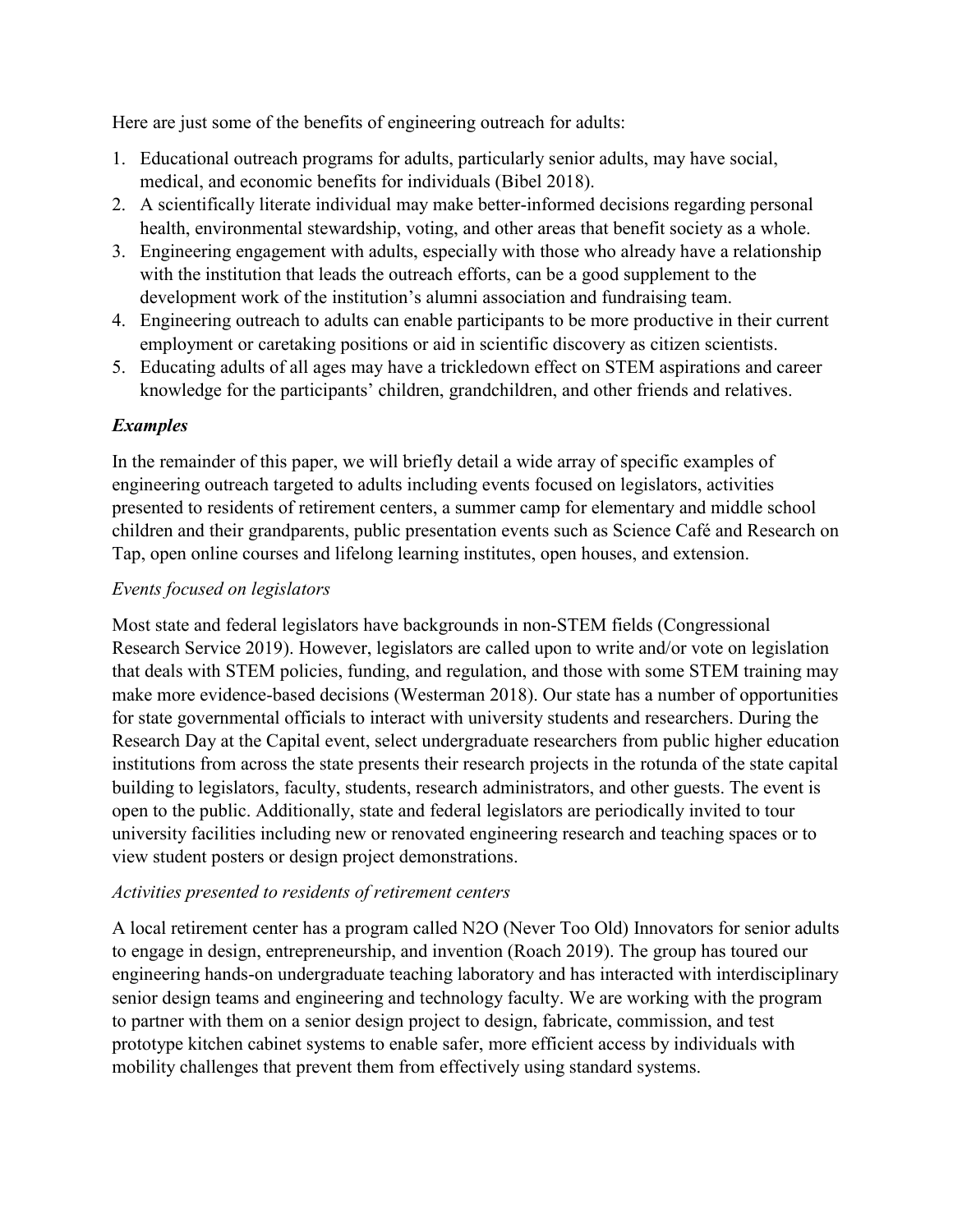Here are just some of the benefits of engineering outreach for adults:

1. Educational outreach programs for adults, particularly senior adults, may have social, medical, and economic benefits for individuals (Bibel 2018).
2. A scientifically literate individual may make better-informed decisions regarding personal health, environmental stewardship, voting, and other areas that benefit society as a whole.
3. Engineering engagement with adults, especially with those who already have a relationship with the institution that leads the outreach efforts, can be a good supplement to the development work of the institution's alumni association and fundraising team.
4. Engineering outreach to adults can enable participants to be more productive in their current employment or caretaking positions or aid in scientific discovery as citizen scientists.
5. Educating adults of all ages may have a trickledown effect on STEM aspirations and career knowledge for the participants' children, grandchildren, and other friends and relatives.

### ***Examples***

In the remainder of this paper, we will briefly detail a wide array of specific examples of engineering outreach targeted to adults including events focused on legislators, activities presented to residents of retirement centers, a summer camp for elementary and middle school children and their grandparents, public presentation events such as Science Café and Research on Tap, open online courses and lifelong learning institutes, open houses, and extension.

#### *Events focused on legislators*

Most state and federal legislators have backgrounds in non-STEM fields (Congressional Research Service 2019). However, legislators are called upon to write and/or vote on legislation that deals with STEM policies, funding, and regulation, and those with some STEM training may make more evidence-based decisions (Westerman 2018). Our state has a number of opportunities for state governmental officials to interact with university students and researchers. During the Research Day at the Capital event, select undergraduate researchers from public higher education institutions from across the state presents their research projects in the rotunda of the state capital building to legislators, faculty, students, research administrators, and other guests. The event is open to the public. Additionally, state and federal legislators are periodically invited to tour university facilities including new or renovated engineering research and teaching spaces or to view student posters or design project demonstrations.

#### *Activities presented to residents of retirement centers*

A local retirement center has a program called N2O (Never Too Old) Innovators for senior adults to engage in design, entrepreneurship, and invention (Roach 2019). The group has toured our engineering hands-on undergraduate teaching laboratory and has interacted with interdisciplinary senior design teams and engineering and technology faculty. We are working with the program to partner with them on a senior design project to design, fabricate, commission, and test prototype kitchen cabinet systems to enable safer, more efficient access by individuals with mobility challenges that prevent them from effectively using standard systems.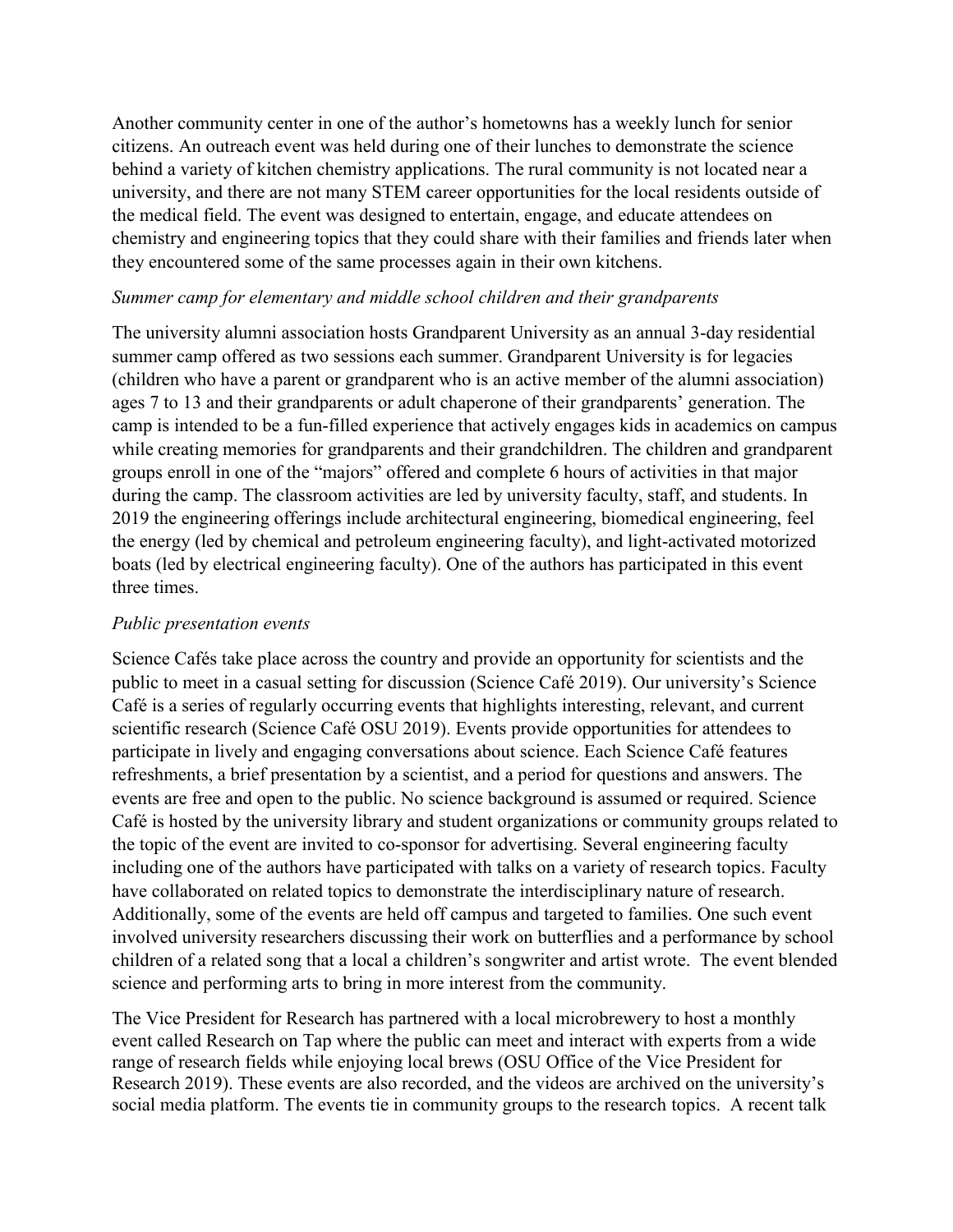Another community center in one of the author's hometowns has a weekly lunch for senior citizens. An outreach event was held during one of their lunches to demonstrate the science behind a variety of kitchen chemistry applications. The rural community is not located near a university, and there are not many STEM career opportunities for the local residents outside of the medical field. The event was designed to entertain, engage, and educate attendees on chemistry and engineering topics that they could share with their families and friends later when they encountered some of the same processes again in their own kitchens.

*Summer camp for elementary and middle school children and their grandparents*

The university alumni association hosts Grandparent University as an annual 3-day residential summer camp offered as two sessions each summer. Grandparent University is for legacies (children who have a parent or grandparent who is an active member of the alumni association) ages 7 to 13 and their grandparents or adult chaperone of their grandparents' generation. The camp is intended to be a fun-filled experience that actively engages kids in academics on campus while creating memories for grandparents and their grandchildren. The children and grandparent groups enroll in one of the "majors" offered and complete 6 hours of activities in that major during the camp. The classroom activities are led by university faculty, staff, and students. In 2019 the engineering offerings include architectural engineering, biomedical engineering, feel the energy (led by chemical and petroleum engineering faculty), and light-activated motorized boats (led by electrical engineering faculty). One of the authors has participated in this event three times.

*Public presentation events*

Science Cafés take place across the country and provide an opportunity for scientists and the public to meet in a casual setting for discussion (Science Café 2019). Our university's Science Café is a series of regularly occurring events that highlights interesting, relevant, and current scientific research (Science Café OSU 2019). Events provide opportunities for attendees to participate in lively and engaging conversations about science. Each Science Café features refreshments, a brief presentation by a scientist, and a period for questions and answers. The events are free and open to the public. No science background is assumed or required. Science Café is hosted by the university library and student organizations or community groups related to the topic of the event are invited to co-sponsor for advertising. Several engineering faculty including one of the authors have participated with talks on a variety of research topics. Faculty have collaborated on related topics to demonstrate the interdisciplinary nature of research. Additionally, some of the events are held off campus and targeted to families. One such event involved university researchers discussing their work on butterflies and a performance by school children of a related song that a local a children's songwriter and artist wrote. The event blended science and performing arts to bring in more interest from the community.

The Vice President for Research has partnered with a local microbrewery to host a monthly event called Research on Tap where the public can meet and interact with experts from a wide range of research fields while enjoying local brews (OSU Office of the Vice President for Research 2019). These events are also recorded, and the videos are archived on the university's social media platform. The events tie in community groups to the research topics. A recent talk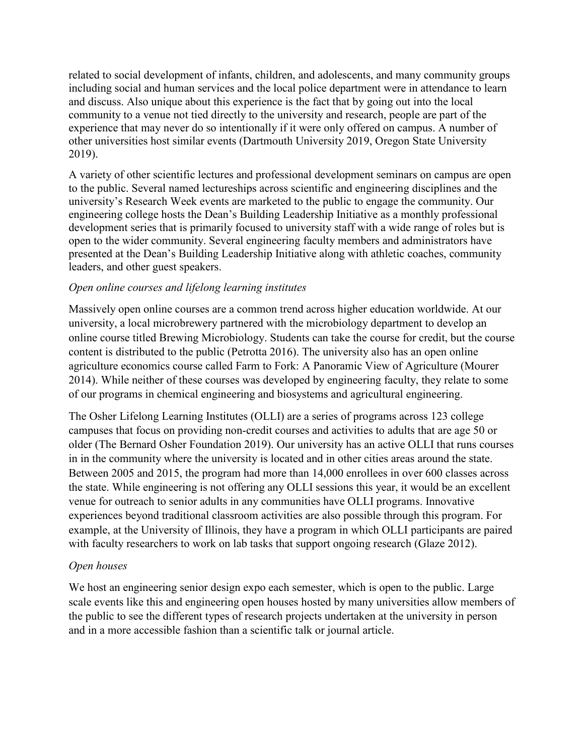related to social development of infants, children, and adolescents, and many community groups including social and human services and the local police department were in attendance to learn and discuss. Also unique about this experience is the fact that by going out into the local community to a venue not tied directly to the university and research, people are part of the experience that may never do so intentionally if it were only offered on campus. A number of other universities host similar events (Dartmouth University 2019, Oregon State University 2019).

A variety of other scientific lectures and professional development seminars on campus are open to the public. Several named lectureships across scientific and engineering disciplines and the university's Research Week events are marketed to the public to engage the community. Our engineering college hosts the Dean's Building Leadership Initiative as a monthly professional development series that is primarily focused to university staff with a wide range of roles but is open to the wider community. Several engineering faculty members and administrators have presented at the Dean's Building Leadership Initiative along with athletic coaches, community leaders, and other guest speakers.

*Open online courses and lifelong learning institutes*

Massively open online courses are a common trend across higher education worldwide. At our university, a local microbrewery partnered with the microbiology department to develop an online course titled Brewing Microbiology. Students can take the course for credit, but the course content is distributed to the public (Petrotta 2016). The university also has an open online agriculture economics course called Farm to Fork: A Panoramic View of Agriculture (Mourer 2014). While neither of these courses was developed by engineering faculty, they relate to some of our programs in chemical engineering and biosystems and agricultural engineering.

The Osher Lifelong Learning Institutes (OLLI) are a series of programs across 123 college campuses that focus on providing non-credit courses and activities to adults that are age 50 or older (The Bernard Osher Foundation 2019). Our university has an active OLLI that runs courses in in the community where the university is located and in other cities areas around the state. Between 2005 and 2015, the program had more than 14,000 enrollees in over 600 classes across the state. While engineering is not offering any OLLI sessions this year, it would be an excellent venue for outreach to senior adults in any communities have OLLI programs. Innovative experiences beyond traditional classroom activities are also possible through this program. For example, at the University of Illinois, they have a program in which OLLI participants are paired with faculty researchers to work on lab tasks that support ongoing research (Glaze 2012).

*Open houses*

We host an engineering senior design expo each semester, which is open to the public. Large scale events like this and engineering open houses hosted by many universities allow members of the public to see the different types of research projects undertaken at the university in person and in a more accessible fashion than a scientific talk or journal article.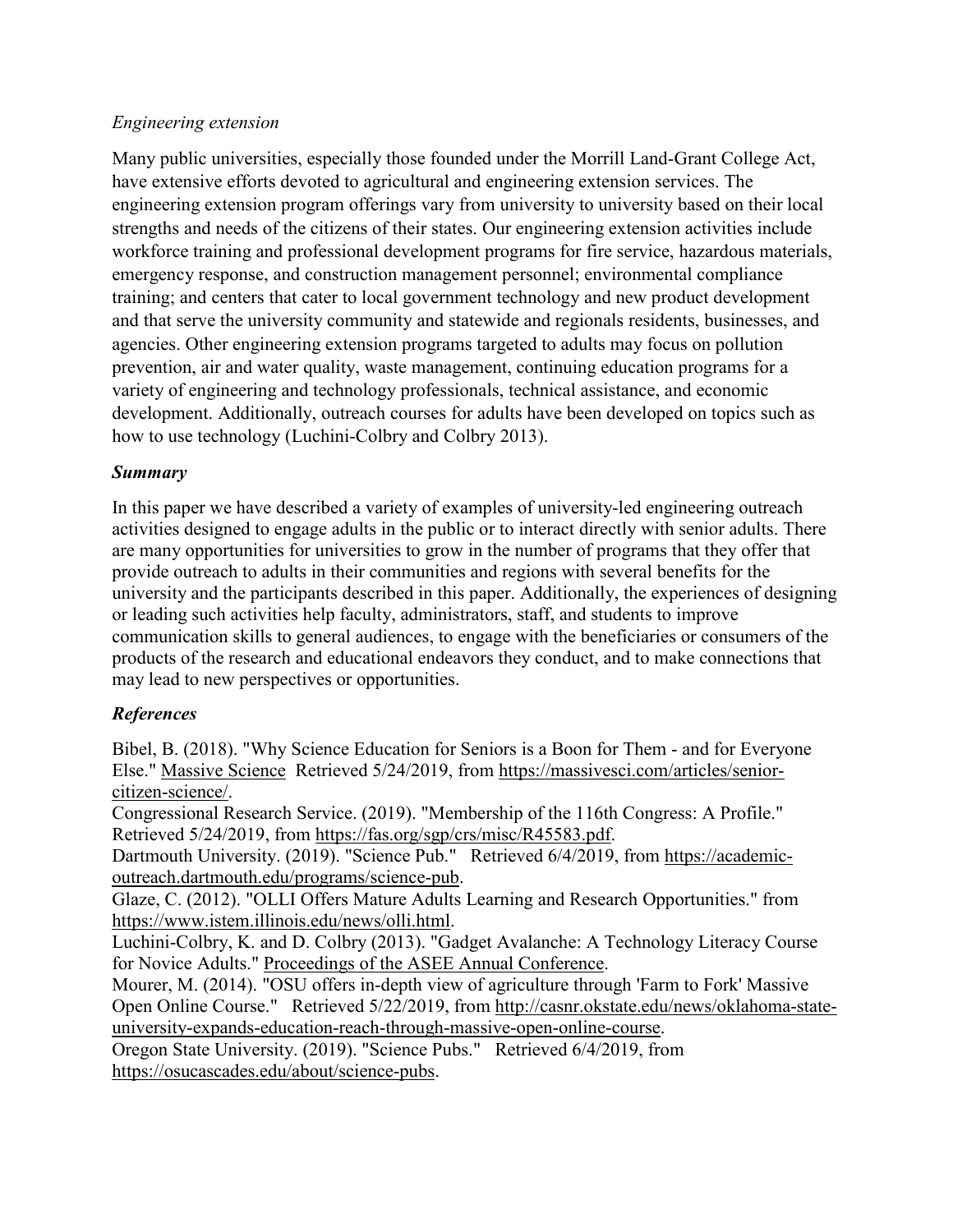*Engineering extension*

Many public universities, especially those founded under the Morrill Land-Grant College Act, have extensive efforts devoted to agricultural and engineering extension services. The engineering extension program offerings vary from university to university based on their local strengths and needs of the citizens of their states. Our engineering extension activities include workforce training and professional development programs for fire service, hazardous materials, emergency response, and construction management personnel; environmental compliance training; and centers that cater to local government technology and new product development and that serve the university community and statewide and regionals residents, businesses, and agencies. Other engineering extension programs targeted to adults may focus on pollution prevention, air and water quality, waste management, continuing education programs for a variety of engineering and technology professionals, technical assistance, and economic development. Additionally, outreach courses for adults have been developed on topics such as how to use technology (Luchini-Colbry and Colbry 2013).

### ***Summary***

In this paper we have described a variety of examples of university-led engineering outreach activities designed to engage adults in the public or to interact directly with senior adults. There are many opportunities for universities to grow in the number of programs that they offer that provide outreach to adults in their communities and regions with several benefits for the university and the participants described in this paper. Additionally, the experiences of designing or leading such activities help faculty, administrators, staff, and students to improve communication skills to general audiences, to engage with the beneficiaries or consumers of the products of the research and educational endeavors they conduct, and to make connections that may lead to new perspectives or opportunities.

### ***References***

Bibel, B. (2018). "Why Science Education for Seniors is a Boon for Them - and for Everyone Else." Massive Science Retrieved 5/24/2019, from https://massivesci.com/articles/senior-citizen-science/.

Congressional Research Service. (2019). "Membership of the 116th Congress: A Profile." Retrieved 5/24/2019, from https://fas.org/sgp/crs/misc/R45583.pdf.

Dartmouth University. (2019). "Science Pub." Retrieved 6/4/2019, from https://academic-outreach.dartmouth.edu/programs/science-pub.

Glaze, C. (2012). "OLLI Offers Mature Adults Learning and Research Opportunities." from https://www.istem.illinois.edu/news/olli.html.

Luchini-Colbry, K. and D. Colbry (2013). "Gadget Avalanche: A Technology Literacy Course for Novice Adults." Proceedings of the ASEE Annual Conference.

Mourer, M. (2014). "OSU offers in-depth view of agriculture through 'Farm to Fork' Massive Open Online Course." Retrieved 5/22/2019, from http://casnr.okstate.edu/news/oklahoma-state-university-expands-education-reach-through-massive-open-online-course.

Oregon State University. (2019). "Science Pubs." Retrieved 6/4/2019, from https://osucascades.edu/about/science-pubs.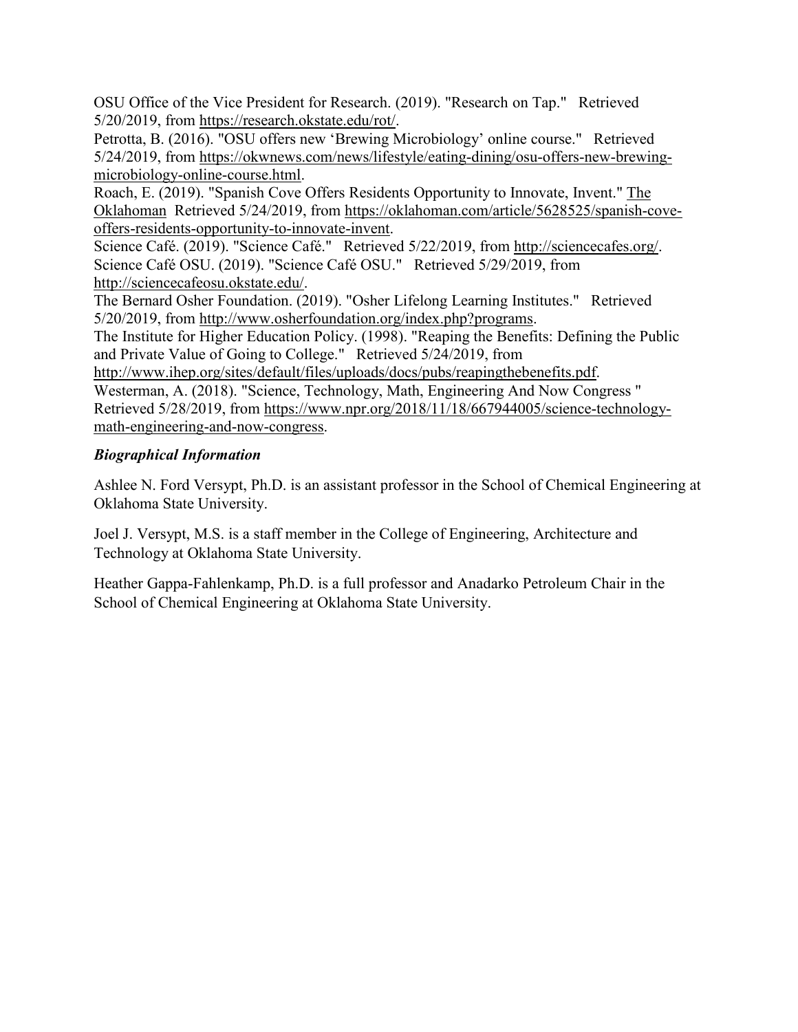OSU Office of the Vice President for Research. (2019). "Research on Tap." Retrieved 5/20/2019, from https://research.okstate.edu/rot/.

Petrotta, B. (2016). "OSU offers new 'Brewing Microbiology' online course." Retrieved 5/24/2019, from https://okwnews.com/news/lifestyle/eating-dining/osu-offers-new-brewing-microbiology-online-course.html.

Roach, E. (2019). "Spanish Cove Offers Residents Opportunity to Innovate, Invent." The Oklahoman Retrieved 5/24/2019, from https://oklahoman.com/article/5628525/spanish-cove-offers-residents-opportunity-to-innovate-invent.

Science Café. (2019). "Science Café." Retrieved 5/22/2019, from http://sciencecafes.org/.

Science Café OSU. (2019). "Science Café OSU." Retrieved 5/29/2019, from http://sciencecafeosu.okstate.edu/.

The Bernard Osher Foundation. (2019). "Osher Lifelong Learning Institutes." Retrieved 5/20/2019, from http://www.osherfoundation.org/index.php?programs.

The Institute for Higher Education Policy. (1998). "Reaping the Benefits: Defining the Public and Private Value of Going to College." Retrieved 5/24/2019, from http://www.ihep.org/sites/default/files/uploads/docs/pubs/reapingthebenefits.pdf.

Westerman, A. (2018). "Science, Technology, Math, Engineering And Now Congress " Retrieved 5/28/2019, from https://www.npr.org/2018/11/18/667944005/science-technology-math-engineering-and-now-congress.

### ***Biographical Information***

Ashlee N. Ford Versypt, Ph.D. is an assistant professor in the School of Chemical Engineering at Oklahoma State University.

Joel J. Versypt, M.S. is a staff member in the College of Engineering, Architecture and Technology at Oklahoma State University.

Heather Gappa-Fahlenkamp, Ph.D. is a full professor and Anadarko Petroleum Chair in the School of Chemical Engineering at Oklahoma State University.